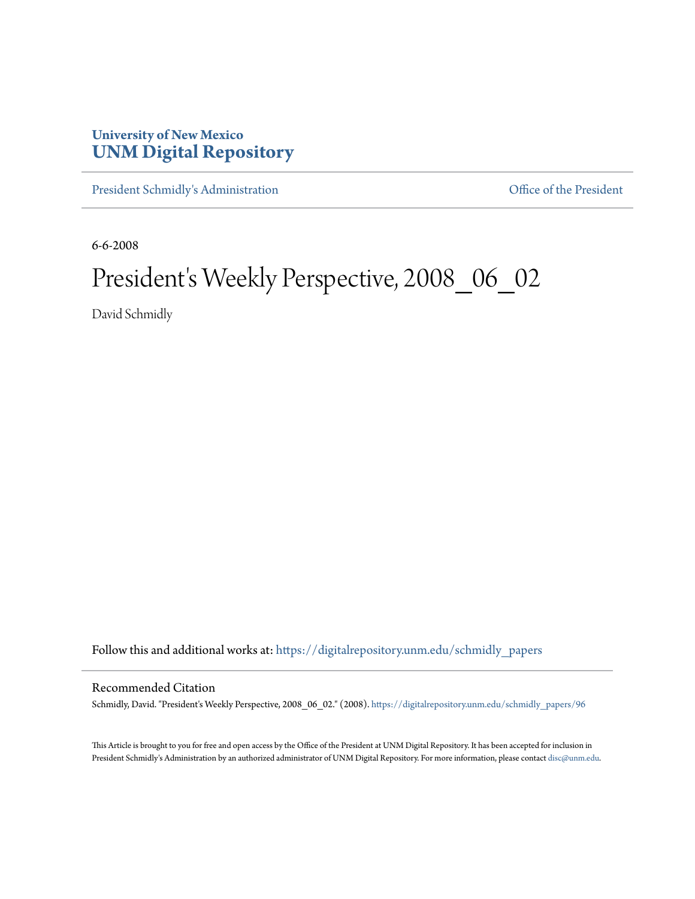University of New Mexico
# UNM Digital Repository

President Schmidly's Administration | Office of the President

6-6-2008

# President's Weekly Perspective, 2008_06_02

David Schmidly

Follow this and additional works at: https://digitalrepository.unm.edu/schmidly_papers

## Recommended Citation

Schmidly, David. "President's Weekly Perspective, 2008_06_02." (2008). https://digitalrepository.unm.edu/schmidly_papers/96

This Article is brought to you for free and open access by the Office of the President at UNM Digital Repository. It has been accepted for inclusion in President Schmidly's Administration by an authorized administrator of UNM Digital Repository. For more information, please contact disc@unm.edu.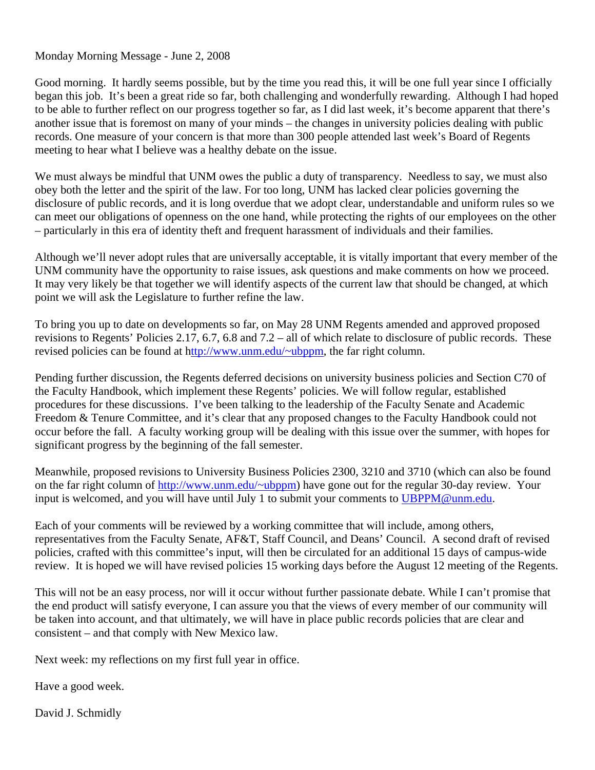Monday Morning Message - June 2, 2008

Good morning. It hardly seems possible, but by the time you read this, it will be one full year since I officially began this job. It's been a great ride so far, both challenging and wonderfully rewarding. Although I had hoped to be able to further reflect on our progress together so far, as I did last week, it's become apparent that there's another issue that is foremost on many of your minds – the changes in university policies dealing with public records. One measure of your concern is that more than 300 people attended last week's Board of Regents meeting to hear what I believe was a healthy debate on the issue.

We must always be mindful that UNM owes the public a duty of transparency. Needless to say, we must also obey both the letter and the spirit of the law. For too long, UNM has lacked clear policies governing the disclosure of public records, and it is long overdue that we adopt clear, understandable and uniform rules so we can meet our obligations of openness on the one hand, while protecting the rights of our employees on the other – particularly in this era of identity theft and frequent harassment of individuals and their families.

Although we'll never adopt rules that are universally acceptable, it is vitally important that every member of the UNM community have the opportunity to raise issues, ask questions and make comments on how we proceed. It may very likely be that together we will identify aspects of the current law that should be changed, at which point we will ask the Legislature to further refine the law.

To bring you up to date on developments so far, on May 28 UNM Regents amended and approved proposed revisions to Regents' Policies 2.17, 6.7, 6.8 and 7.2 – all of which relate to disclosure of public records. These revised policies can be found at http://www.unm.edu/~ubppm, the far right column.

Pending further discussion, the Regents deferred decisions on university business policies and Section C70 of the Faculty Handbook, which implement these Regents' policies. We will follow regular, established procedures for these discussions. I've been talking to the leadership of the Faculty Senate and Academic Freedom & Tenure Committee, and it's clear that any proposed changes to the Faculty Handbook could not occur before the fall. A faculty working group will be dealing with this issue over the summer, with hopes for significant progress by the beginning of the fall semester.

Meanwhile, proposed revisions to University Business Policies 2300, 3210 and 3710 (which can also be found on the far right column of http://www.unm.edu/~ubppm) have gone out for the regular 30-day review. Your input is welcomed, and you will have until July 1 to submit your comments to UBPPM@unm.edu.

Each of your comments will be reviewed by a working committee that will include, among others, representatives from the Faculty Senate, AF&T, Staff Council, and Deans' Council. A second draft of revised policies, crafted with this committee's input, will then be circulated for an additional 15 days of campus-wide review. It is hoped we will have revised policies 15 working days before the August 12 meeting of the Regents.

This will not be an easy process, nor will it occur without further passionate debate. While I can't promise that the end product will satisfy everyone, I can assure you that the views of every member of our community will be taken into account, and that ultimately, we will have in place public records policies that are clear and consistent – and that comply with New Mexico law.

Next week: my reflections on my first full year in office.

Have a good week.

David J. Schmidly